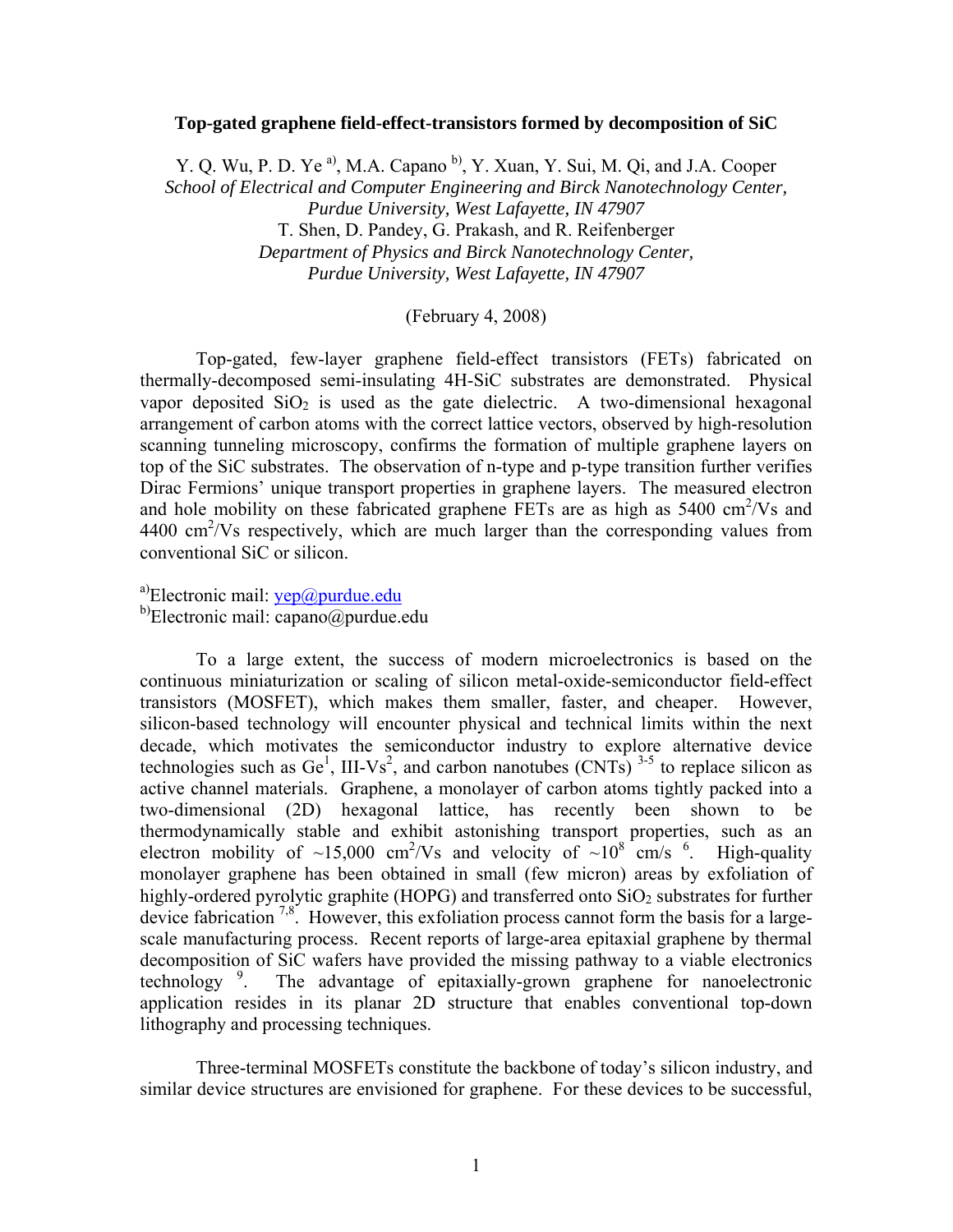**Top-gated graphene field-effect-transistors formed by decomposition of SiC**

Y. Q. Wu, P. D. Ye [a)], M.A. Capano [b)], Y. Xuan, Y. Sui, M. Qi, and J.A. Cooper
*School of Electrical and Computer Engineering and Birck Nanotechnology Center, Purdue University, West Lafayette, IN 47907*
T. Shen, D. Pandey, G. Prakash, and R. Reifenberger
*Department of Physics and Birck Nanotechnology Center, Purdue University, West Lafayette, IN 47907*

(February 4, 2008)

Top-gated, few-layer graphene field-effect transistors (FETs) fabricated on thermally-decomposed semi-insulating 4H-SiC substrates are demonstrated. Physical vapor deposited $SiO_2$ is used as the gate dielectric. A two-dimensional hexagonal arrangement of carbon atoms with the correct lattice vectors, observed by high-resolution scanning tunneling microscopy, confirms the formation of multiple graphene layers on top of the SiC substrates. The observation of n-type and p-type transition further verifies Dirac Fermions' unique transport properties in graphene layers. The measured electron and hole mobility on these fabricated graphene FETs are as high as 5400 $cm^2/Vs$ and 4400 $cm^2/Vs$ respectively, which are much larger than the corresponding values from conventional SiC or silicon.

[a)]Electronic mail: yep@purdue.edu
[b)]Electronic mail: capano@purdue.edu

To a large extent, the success of modern microelectronics is based on the continuous miniaturization or scaling of silicon metal-oxide-semiconductor field-effect transistors (MOSFET), which makes them smaller, faster, and cheaper. However, silicon-based technology will encounter physical and technical limits within the next decade, which motivates the semiconductor industry to explore alternative device technologies such as Ge[1], III-Vs[2], and carbon nanotubes (CNTs) [3-5] to replace silicon as active channel materials. Graphene, a monolayer of carbon atoms tightly packed into a two-dimensional (2D) hexagonal lattice, has recently been shown to be thermodynamically stable and exhibit astonishing transport properties, such as an electron mobility of ~15,000 $cm^2/Vs$ and velocity of ~$10^8$ cm/s [6]. High-quality monolayer graphene has been obtained in small (few micron) areas by exfoliation of highly-ordered pyrolytic graphite (HOPG) and transferred onto $SiO_2$ substrates for further device fabrication [7,8]. However, this exfoliation process cannot form the basis for a large-scale manufacturing process. Recent reports of large-area epitaxial graphene by thermal decomposition of SiC wafers have provided the missing pathway to a viable electronics technology [9]. The advantage of epitaxially-grown graphene for nanoelectronic application resides in its planar 2D structure that enables conventional top-down lithography and processing techniques.

Three-terminal MOSFETs constitute the backbone of today's silicon industry, and similar device structures are envisioned for graphene. For these devices to be successful,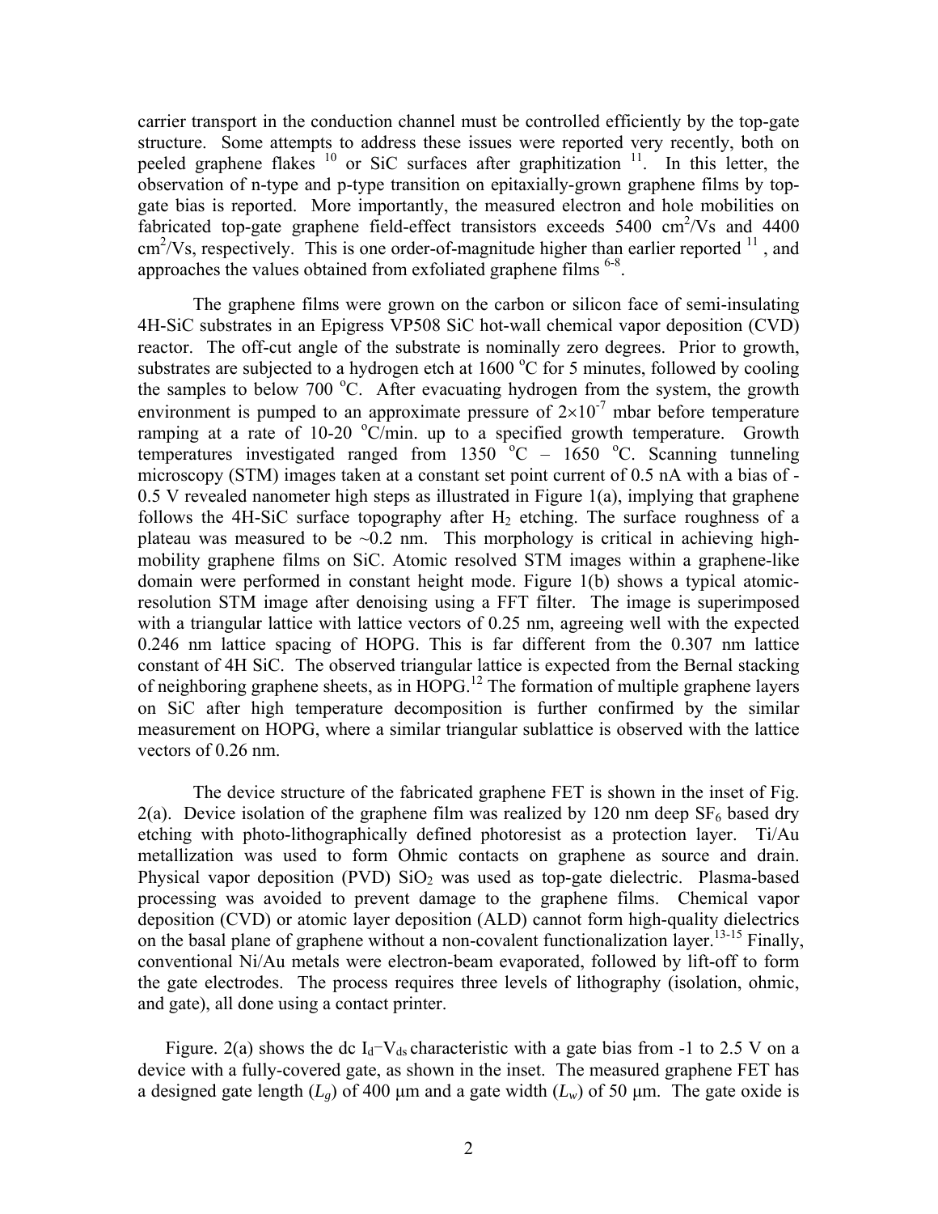carrier transport in the conduction channel must be controlled efficiently by the top-gate structure. Some attempts to address these issues were reported very recently, both on peeled graphene flakes [10] or SiC surfaces after graphitization [11]. In this letter, the observation of n-type and p-type transition on epitaxially-grown graphene films by top-gate bias is reported. More importantly, the measured electron and hole mobilities on fabricated top-gate graphene field-effect transistors exceeds 5400 $cm^2$/Vs and 4400 $cm^2$/Vs, respectively. This is one order-of-magnitude higher than earlier reported [11], and approaches the values obtained from exfoliated graphene films [6-8].

The graphene films were grown on the carbon or silicon face of semi-insulating 4H-SiC substrates in an Epigress VP508 SiC hot-wall chemical vapor deposition (CVD) reactor. The off-cut angle of the substrate is nominally zero degrees. Prior to growth, substrates are subjected to a hydrogen etch at 1600 $^{o}$C for 5 minutes, followed by cooling the samples to below 700 $^{o}$C. After evacuating hydrogen from the system, the growth environment is pumped to an approximate pressure of $2\times10^{-7}$ mbar before temperature ramping at a rate of 10-20 $^{o}$C/min. up to a specified growth temperature. Growth temperatures investigated ranged from 1350 $^{o}$C – 1650 $^{o}$C. Scanning tunneling microscopy (STM) images taken at a constant set point current of 0.5 nA with a bias of -0.5 V revealed nanometer high steps as illustrated in Figure 1(a), implying that graphene follows the 4H-SiC surface topography after $H_2$ etching. The surface roughness of a plateau was measured to be ~0.2 nm. This morphology is critical in achieving high-mobility graphene films on SiC. Atomic resolved STM images within a graphene-like domain were performed in constant height mode. Figure 1(b) shows a typical atomic-resolution STM image after denoising using a FFT filter. The image is superimposed with a triangular lattice with lattice vectors of 0.25 nm, agreeing well with the expected 0.246 nm lattice spacing of HOPG. This is far different from the 0.307 nm lattice constant of 4H SiC. The observed triangular lattice is expected from the Bernal stacking of neighboring graphene sheets, as in HOPG.[12] The formation of multiple graphene layers on SiC after high temperature decomposition is further confirmed by the similar measurement on HOPG, where a similar triangular sublattice is observed with the lattice vectors of 0.26 nm.

The device structure of the fabricated graphene FET is shown in the inset of Fig. 2(a). Device isolation of the graphene film was realized by 120 nm deep $SF_6$ based dry etching with photo-lithographically defined photoresist as a protection layer. Ti/Au metallization was used to form Ohmic contacts on graphene as source and drain. Physical vapor deposition (PVD) $SiO_2$ was used as top-gate dielectric. Plasma-based processing was avoided to prevent damage to the graphene films. Chemical vapor deposition (CVD) or atomic layer deposition (ALD) cannot form high-quality dielectrics on the basal plane of graphene without a non-covalent functionalization layer.[13-15] Finally, conventional Ni/Au metals were electron-beam evaporated, followed by lift-off to form the gate electrodes. The process requires three levels of lithography (isolation, ohmic, and gate), all done using a contact printer.

Figure. 2(a) shows the dc $I_d$−$V_{ds}$ characteristic with a gate bias from -1 to 2.5 V on a device with a fully-covered gate, as shown in the inset. The measured graphene FET has a designed gate length ($L_g$) of 400 μm and a gate width ($L_w$) of 50 μm. The gate oxide is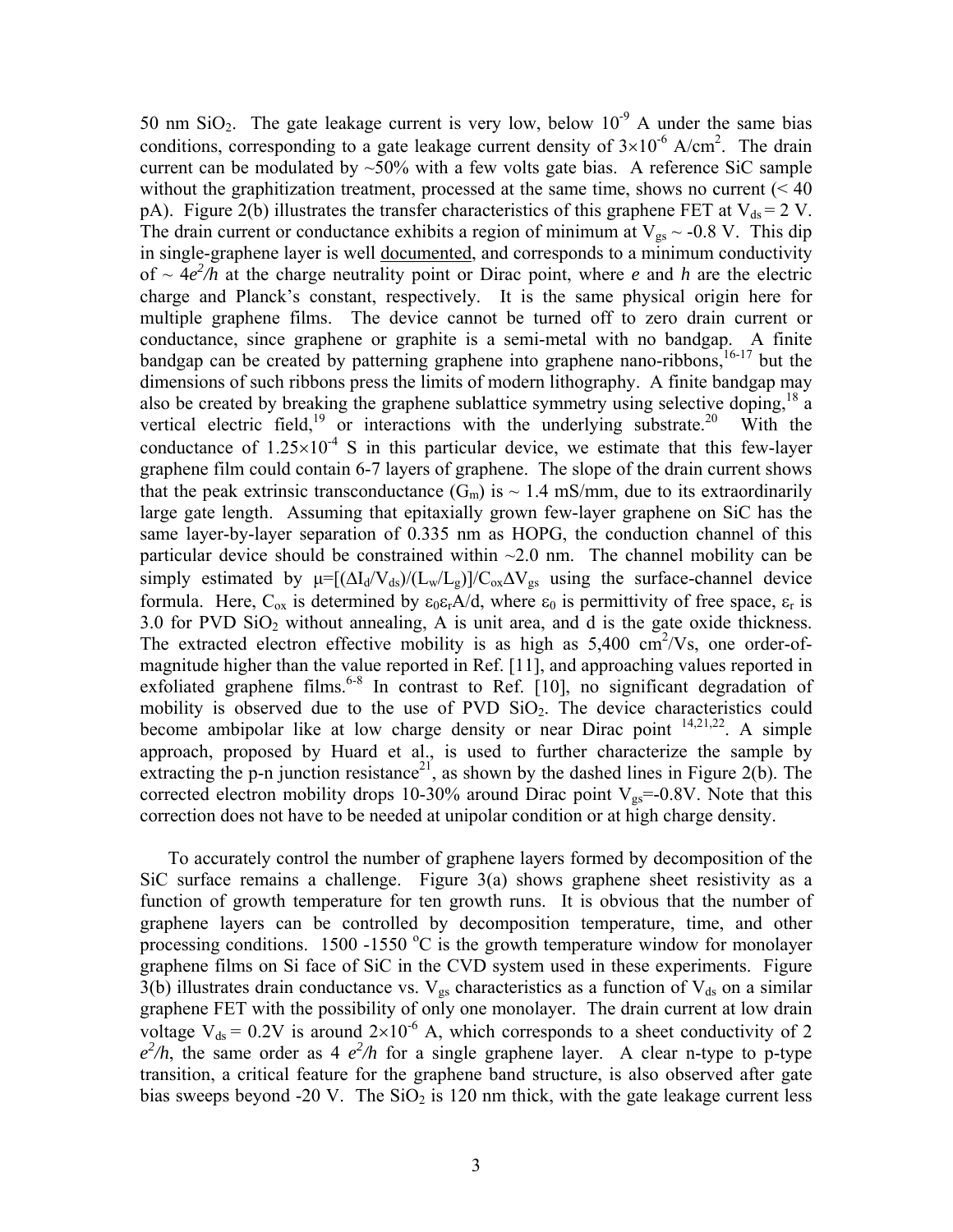50 nm $SiO_2$. The gate leakage current is very low, below $10^{-9}$ A under the same bias conditions, corresponding to a gate leakage current density of $3\times10^{-6}$ A/cm$^2$. The drain current can be modulated by ~50% with a few volts gate bias. A reference SiC sample without the graphitization treatment, processed at the same time, shows no current (< 40 pA). Figure 2(b) illustrates the transfer characteristics of this graphene FET at $V_{ds} = 2$ V. The drain current or conductance exhibits a region of minimum at $V_{gs} \sim -0.8$ V. This dip in single-graphene layer is well documented, and corresponds to a minimum conductivity of ~ $4e^2/h$ at the charge neutrality point or Dirac point, where *e* and *h* are the electric charge and Planck's constant, respectively. It is the same physical origin here for multiple graphene films. The device cannot be turned off to zero drain current or conductance, since graphene or graphite is a semi-metal with no bandgap. A finite bandgap can be created by patterning graphene into graphene nano-ribbons,[16-17] but the dimensions of such ribbons press the limits of modern lithography. A finite bandgap may also be created by breaking the graphene sublattice symmetry using selective doping,[18] a vertical electric field,[19] or interactions with the underlying substrate.[20] With the conductance of $1.25\times10^{-4}$ S in this particular device, we estimate that this few-layer graphene film could contain 6-7 layers of graphene. The slope of the drain current shows that the peak extrinsic transconductance ($G_m$) is ~ 1.4 mS/mm, due to its extraordinarily large gate length. Assuming that epitaxially grown few-layer graphene on SiC has the same layer-by-layer separation of 0.335 nm as HOPG, the conduction channel of this particular device should be constrained within ~2.0 nm. The channel mobility can be simply estimated by $\mu=[(\Delta I_d/V_{ds})/(L_w/L_g)]/C_{ox}\Delta V_{gs}$ using the surface-channel device formula. Here, $C_{ox}$ is determined by $\varepsilon_0\varepsilon_r A/d$, where $\varepsilon_0$ is permittivity of free space, $\varepsilon_r$ is 3.0 for PVD $SiO_2$ without annealing, A is unit area, and d is the gate oxide thickness. The extracted electron effective mobility is as high as 5,400 cm$^2$/Vs, one order-of-magnitude higher than the value reported in Ref. [11], and approaching values reported in exfoliated graphene films.[6-8] In contrast to Ref. [10], no significant degradation of mobility is observed due to the use of PVD $SiO_2$. The device characteristics could become ambipolar like at low charge density or near Dirac point [14,21,22]. A simple approach, proposed by Huard et al., is used to further characterize the sample by extracting the p-n junction resistance[21], as shown by the dashed lines in Figure 2(b). The corrected electron mobility drops 10-30% around Dirac point $V_{gs}$=-0.8V. Note that this correction does not have to be needed at unipolar condition or at high charge density.

To accurately control the number of graphene layers formed by decomposition of the SiC surface remains a challenge. Figure 3(a) shows graphene sheet resistivity as a function of growth temperature for ten growth runs. It is obvious that the number of graphene layers can be controlled by decomposition temperature, time, and other processing conditions. 1500 -1550 $^o$C is the growth temperature window for monolayer graphene films on Si face of SiC in the CVD system used in these experiments. Figure 3(b) illustrates drain conductance vs. $V_{gs}$ characteristics as a function of $V_{ds}$ on a similar graphene FET with the possibility of only one monolayer. The drain current at low drain voltage $V_{ds} = 0.2$V is around $2\times10^{-6}$ A, which corresponds to a sheet conductivity of 2 $e^2/h$, the same order as 4 $e^2/h$ for a single graphene layer. A clear n-type to p-type transition, a critical feature for the graphene band structure, is also observed after gate bias sweeps beyond -20 V. The $SiO_2$ is 120 nm thick, with the gate leakage current less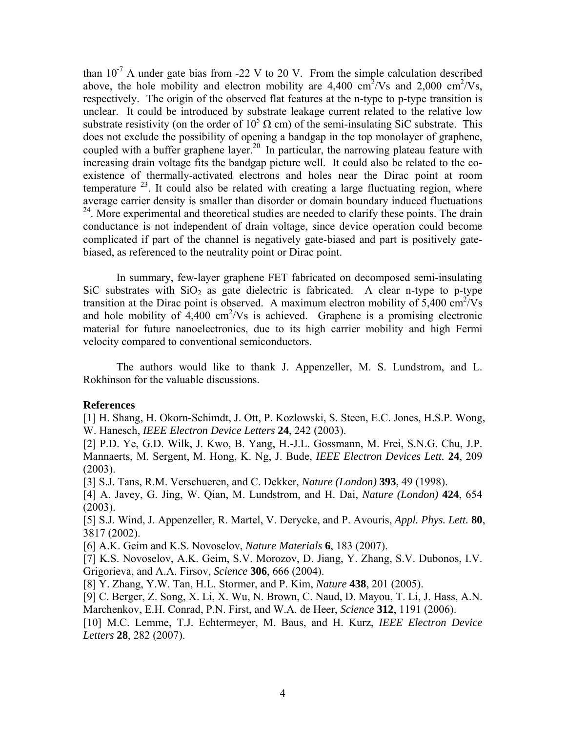than $10^{-7}$ A under gate bias from -22 V to 20 V. From the simple calculation described above, the hole mobility and electron mobility are 4,400 $cm^2/Vs$ and 2,000 $cm^2/Vs$, respectively. The origin of the observed flat features at the n-type to p-type transition is unclear. It could be introduced by substrate leakage current related to the relative low substrate resistivity (on the order of $10^5$ $\Omega$ cm) of the semi-insulating SiC substrate. This does not exclude the possibility of opening a bandgap in the top monolayer of graphene, coupled with a buffer graphene layer.[20] In particular, the narrowing plateau feature with increasing drain voltage fits the bandgap picture well. It could also be related to the co-existence of thermally-activated electrons and holes near the Dirac point at room temperature [23]. It could also be related with creating a large fluctuating region, where average carrier density is smaller than disorder or domain boundary induced fluctuations [24]. More experimental and theoretical studies are needed to clarify these points. The drain conductance is not independent of drain voltage, since device operation could become complicated if part of the channel is negatively gate-biased and part is positively gate-biased, as referenced to the neutrality point or Dirac point.

In summary, few-layer graphene FET fabricated on decomposed semi-insulating SiC substrates with $SiO_2$ as gate dielectric is fabricated. A clear n-type to p-type transition at the Dirac point is observed. A maximum electron mobility of 5,400 $cm^2/Vs$ and hole mobility of 4,400 $cm^2/Vs$ is achieved. Graphene is a promising electronic material for future nanoelectronics, due to its high carrier mobility and high Fermi velocity compared to conventional semiconductors.

The authors would like to thank J. Appenzeller, M. S. Lundstrom, and L. Rokhinson for the valuable discussions.

**References**

[1] H. Shang, H. Okorn-Schimdt, J. Ott, P. Kozlowski, S. Steen, E.C. Jones, H.S.P. Wong, W. Hanesch, *IEEE Electron Device Letters* **24**, 242 (2003).

[2] P.D. Ye, G.D. Wilk, J. Kwo, B. Yang, H.-J.L. Gossmann, M. Frei, S.N.G. Chu, J.P. Mannaerts, M. Sergent, M. Hong, K. Ng, J. Bude, *IEEE Electron Devices Lett.* **24**, 209 (2003).

[3] S.J. Tans, R.M. Verschueren, and C. Dekker, *Nature (London)* **393**, 49 (1998).

[4] A. Javey, G. Jing, W. Qian, M. Lundstrom, and H. Dai, *Nature (London)* **424**, 654 (2003).

[5] S.J. Wind, J. Appenzeller, R. Martel, V. Derycke, and P. Avouris, *Appl. Phys. Lett.* **80**, 3817 (2002).

[6] A.K. Geim and K.S. Novoselov, *Nature Materials* **6**, 183 (2007).

[7] K.S. Novoselov, A.K. Geim, S.V. Morozov, D. Jiang, Y. Zhang, S.V. Dubonos, I.V. Grigorieva, and A.A. Firsov, *Science* **306**, 666 (2004).

[8] Y. Zhang, Y.W. Tan, H.L. Stormer, and P. Kim, *Nature* **438**, 201 (2005).

[9] C. Berger, Z. Song, X. Li, X. Wu, N. Brown, C. Naud, D. Mayou, T. Li, J. Hass, A.N. Marchenkov, E.H. Conrad, P.N. First, and W.A. de Heer, *Science* **312**, 1191 (2006).

[10] M.C. Lemme, T.J. Echtermeyer, M. Baus, and H. Kurz, *IEEE Electron Device Letters* **28**, 282 (2007).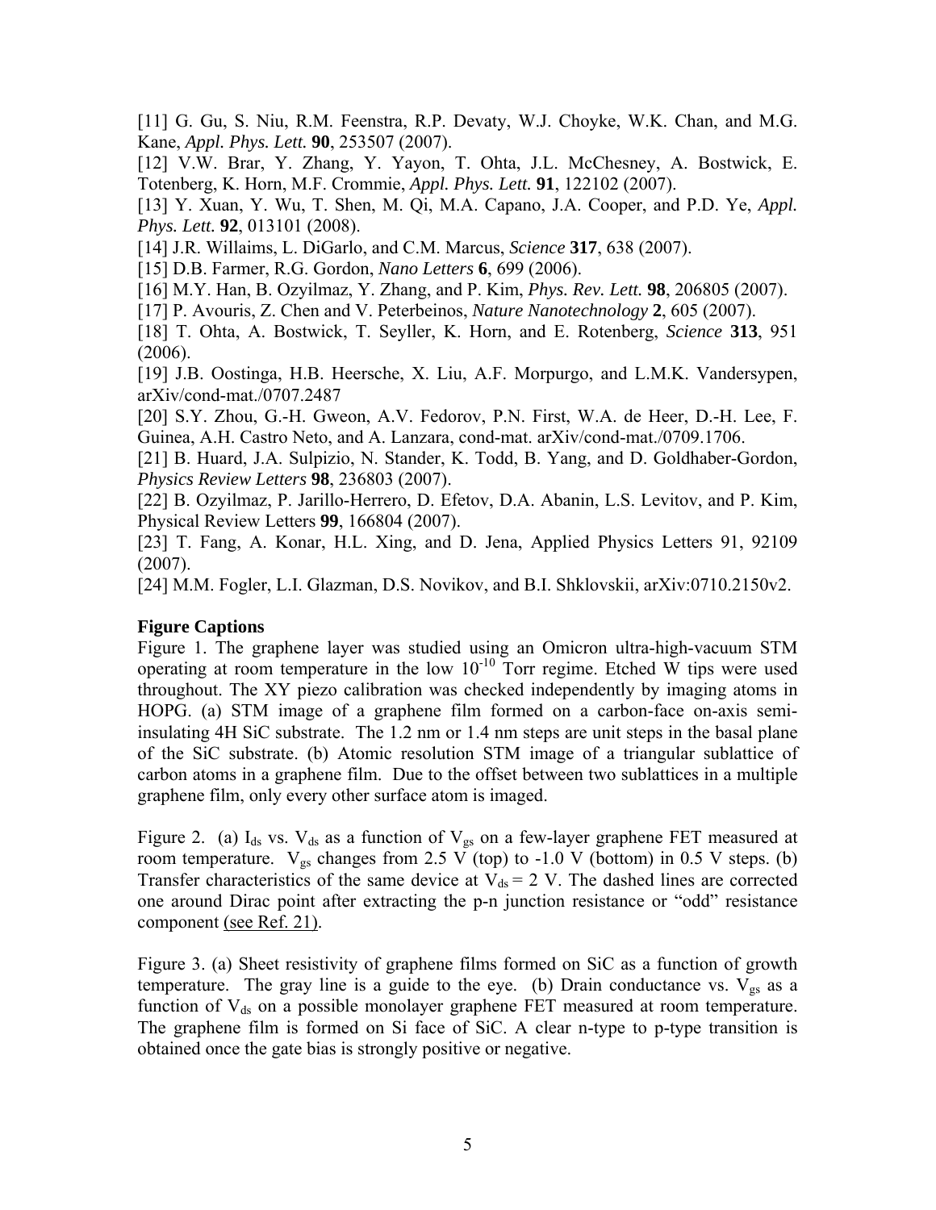[11] G. Gu, S. Niu, R.M. Feenstra, R.P. Devaty, W.J. Choyke, W.K. Chan, and M.G. Kane, *Appl. Phys. Lett.* **90**, 253507 (2007).

[12] V.W. Brar, Y. Zhang, Y. Yayon, T. Ohta, J.L. McChesney, A. Bostwick, E. Totenberg, K. Horn, M.F. Crommie, *Appl. Phys. Lett.* **91**, 122102 (2007).

[13] Y. Xuan, Y. Wu, T. Shen, M. Qi, M.A. Capano, J.A. Cooper, and P.D. Ye, *Appl. Phys. Lett.* **92**, 013101 (2008).

[14] J.R. Willaims, L. DiGarlo, and C.M. Marcus, *Science* **317**, 638 (2007).

[15] D.B. Farmer, R.G. Gordon, *Nano Letters* **6**, 699 (2006).

[16] M.Y. Han, B. Ozyilmaz, Y. Zhang, and P. Kim, *Phys. Rev. Lett.* **98**, 206805 (2007).

[17] P. Avouris, Z. Chen and V. Peterbeinos, *Nature Nanotechnology* **2**, 605 (2007).

[18] T. Ohta, A. Bostwick, T. Seyller, K. Horn, and E. Rotenberg, *Science* **313**, 951 (2006).

[19] J.B. Oostinga, H.B. Heersche, X. Liu, A.F. Morpurgo, and L.M.K. Vandersypen, arXiv/cond-mat./0707.2487

[20] S.Y. Zhou, G.-H. Gweon, A.V. Fedorov, P.N. First, W.A. de Heer, D.-H. Lee, F. Guinea, A.H. Castro Neto, and A. Lanzara, cond-mat. arXiv/cond-mat./0709.1706.

[21] B. Huard, J.A. Sulpizio, N. Stander, K. Todd, B. Yang, and D. Goldhaber-Gordon, *Physics Review Letters* **98**, 236803 (2007).

[22] B. Ozyilmaz, P. Jarillo-Herrero, D. Efetov, D.A. Abanin, L.S. Levitov, and P. Kim, Physical Review Letters **99**, 166804 (2007).

[23] T. Fang, A. Konar, H.L. Xing, and D. Jena, Applied Physics Letters 91, 92109 (2007).

[24] M.M. Fogler, L.I. Glazman, D.S. Novikov, and B.I. Shklovskii, arXiv:0710.2150v2.

**Figure Captions**

Figure 1. The graphene layer was studied using an Omicron ultra-high-vacuum STM operating at room temperature in the low $10^{-10}$ Torr regime. Etched W tips were used throughout. The XY piezo calibration was checked independently by imaging atoms in HOPG. (a) STM image of a graphene film formed on a carbon-face on-axis semi-insulating 4H SiC substrate. The 1.2 nm or 1.4 nm steps are unit steps in the basal plane of the SiC substrate. (b) Atomic resolution STM image of a triangular sublattice of carbon atoms in a graphene film. Due to the offset between two sublattices in a multiple graphene film, only every other surface atom is imaged.

Figure 2. (a) $I_{ds}$ vs. $V_{ds}$ as a function of $V_{gs}$ on a few-layer graphene FET measured at room temperature. $V_{gs}$ changes from 2.5 V (top) to -1.0 V (bottom) in 0.5 V steps. (b) Transfer characteristics of the same device at $V_{ds} = 2$ V. The dashed lines are corrected one around Dirac point after extracting the p-n junction resistance or "odd" resistance component (see Ref. 21).

Figure 3. (a) Sheet resistivity of graphene films formed on SiC as a function of growth temperature. The gray line is a guide to the eye. (b) Drain conductance vs. $V_{gs}$ as a function of $V_{ds}$ on a possible monolayer graphene FET measured at room temperature. The graphene film is formed on Si face of SiC. A clear n-type to p-type transition is obtained once the gate bias is strongly positive or negative.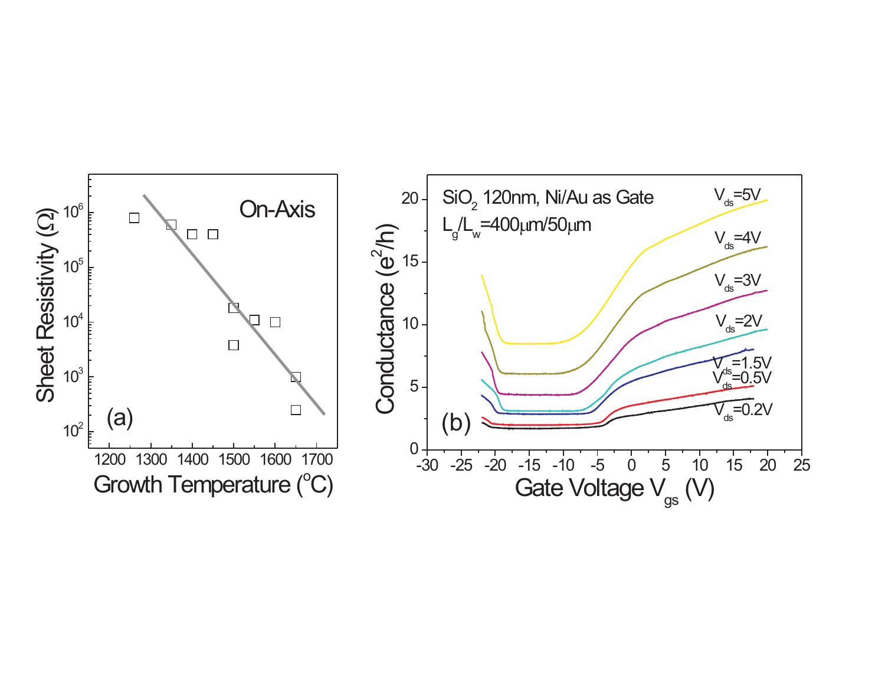On-Axis

Sheet Resistivity (Ω)

$10^2$

$10^3$

$10^4$

$10^5$

$10^6$

1200 1300 1400 1500 1600 1700

Growth Temperature ($^o$C)

(a)

$SiO_2$ 120nm, Ni/Au as Gate

$L_g/L_w$=400μm/50μm

$V_{ds}$=5V

$V_{ds}$=4V

$V_{ds}$=3V

$V_{ds}$=2V

$V_{ds}$=1.5V

$V_{ds}$=0.5V

$V_{ds}$=0.2V

Conductance ($e^2/h$)

0 5 10 15 20

-30 -25 -20 -15 -10 -5 0 5 10 15 20 25

Gate Voltage $V_{gs}$ (V)

(b)